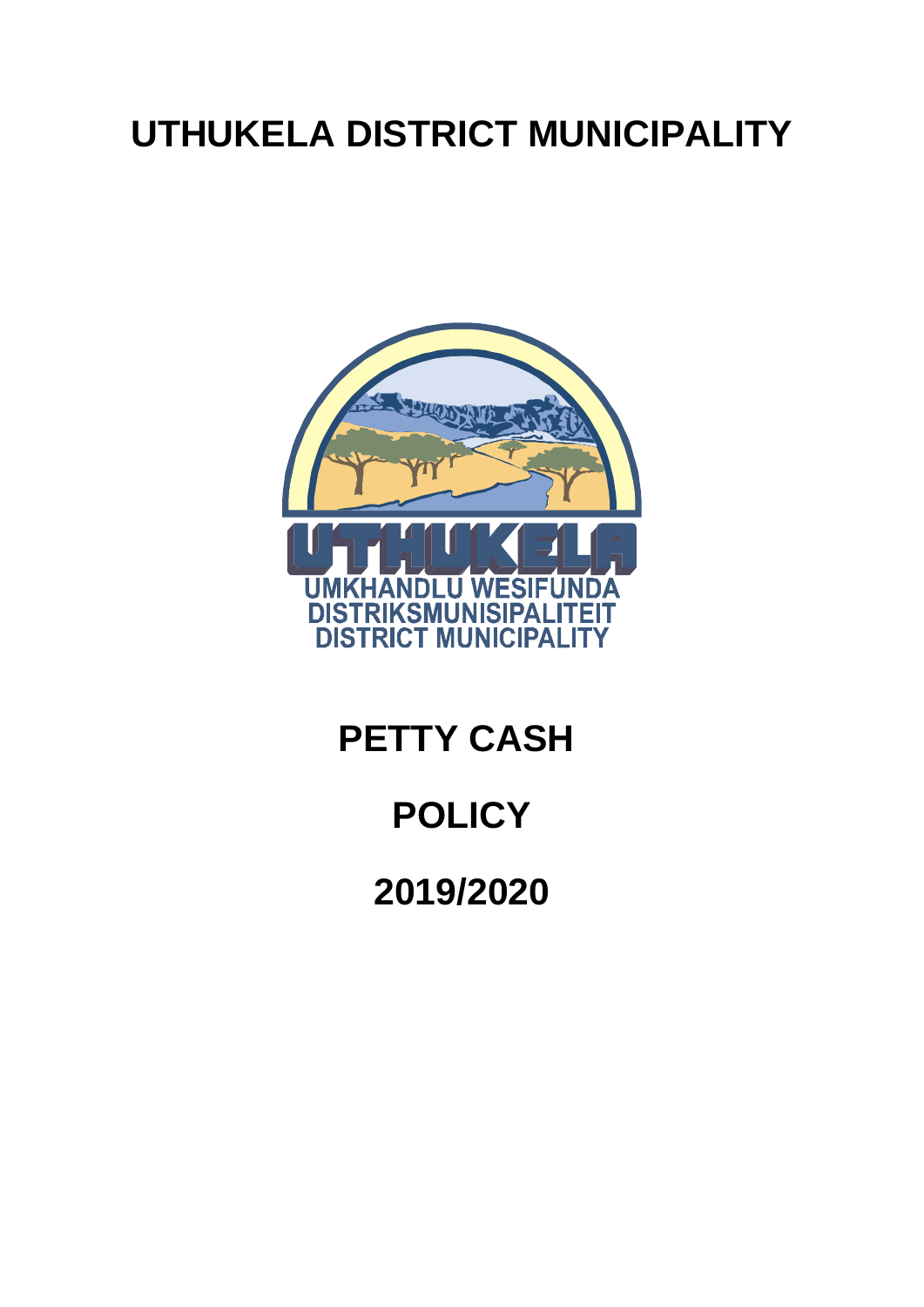# UTHUKELA DISTRICT MUNICIPALITY

UTHUKELA

UMKHANDLU WESIFUNDA
DISTRIKSMUNISIPALITEIT
DISTRICT MUNICIPALITY

# PETTY CASH

# POLICY

# 2019/2020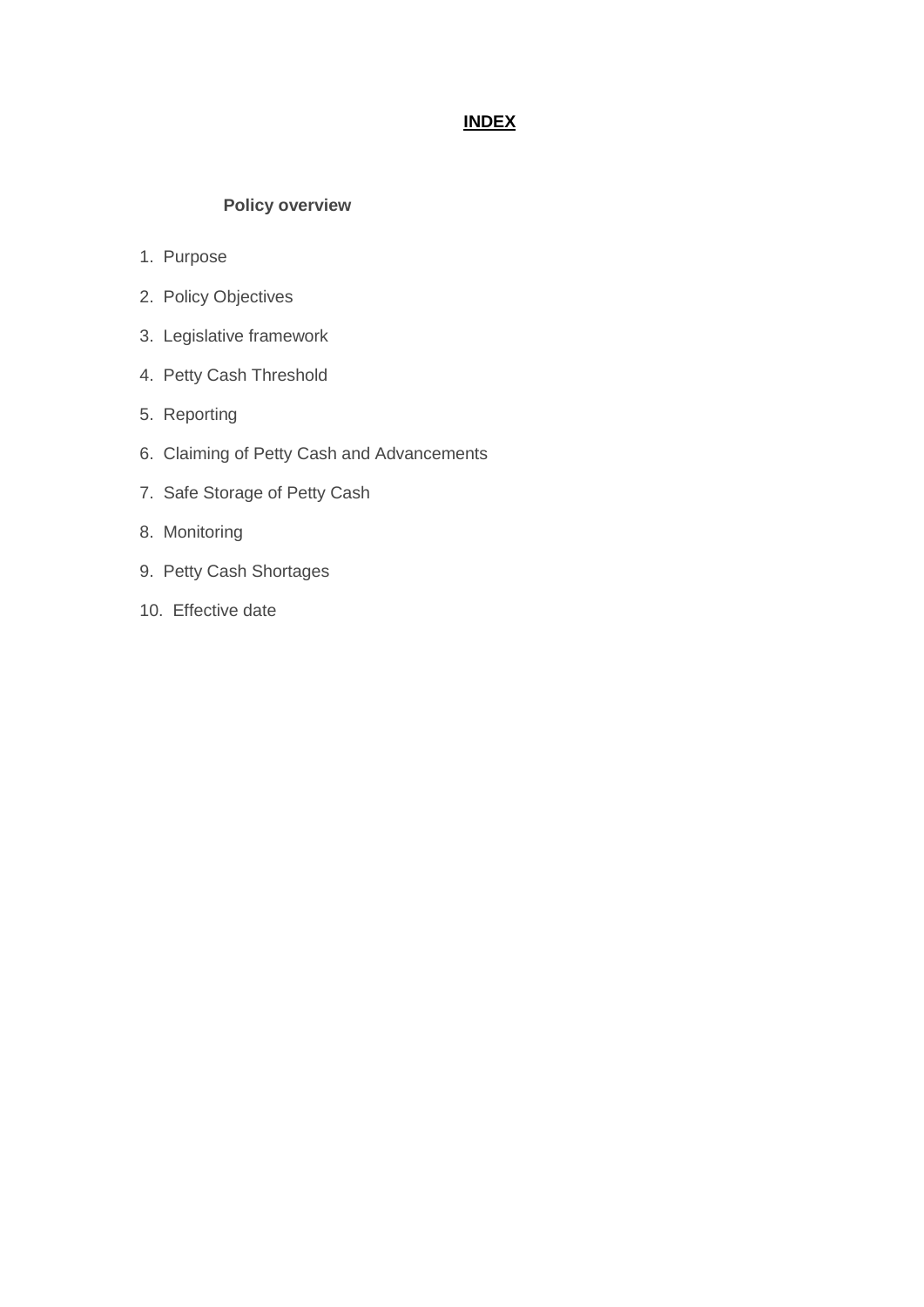# INDEX

**Policy overview**

1. Purpose
2. Policy Objectives
3. Legislative framework
4. Petty Cash Threshold
5. Reporting
6. Claiming of Petty Cash and Advancements
7. Safe Storage of Petty Cash
8. Monitoring
9. Petty Cash Shortages
10. Effective date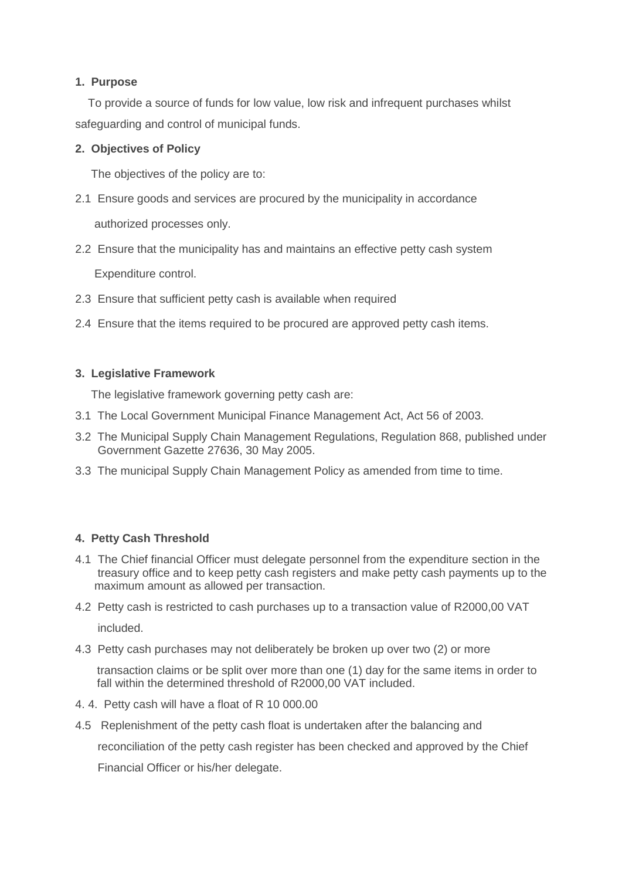**1. Purpose**

To provide a source of funds for low value, low risk and infrequent purchases whilst safeguarding and control of municipal funds.

**2. Objectives of Policy**

The objectives of the policy are to:

2.1 Ensure goods and services are procured by the municipality in accordance authorized processes only.

2.2 Ensure that the municipality has and maintains an effective petty cash system Expenditure control.

2.3 Ensure that sufficient petty cash is available when required

2.4 Ensure that the items required to be procured are approved petty cash items.

**3. Legislative Framework**

The legislative framework governing petty cash are:

3.1 The Local Government Municipal Finance Management Act, Act 56 of 2003.

3.2 The Municipal Supply Chain Management Regulations, Regulation 868, published under Government Gazette 27636, 30 May 2005.

3.3 The municipal Supply Chain Management Policy as amended from time to time.

**4. Petty Cash Threshold**

4.1 The Chief financial Officer must delegate personnel from the expenditure section in the treasury office and to keep petty cash registers and make petty cash payments up to the maximum amount as allowed per transaction.

4.2 Petty cash is restricted to cash purchases up to a transaction value of R2000,00 VAT included.

4.3 Petty cash purchases may not deliberately be broken up over two (2) or more transaction claims or be split over more than one (1) day for the same items in order to fall within the determined threshold of R2000,00 VAT included.

4. 4. Petty cash will have a float of R 10 000.00

4.5 Replenishment of the petty cash float is undertaken after the balancing and reconciliation of the petty cash register has been checked and approved by the Chief Financial Officer or his/her delegate.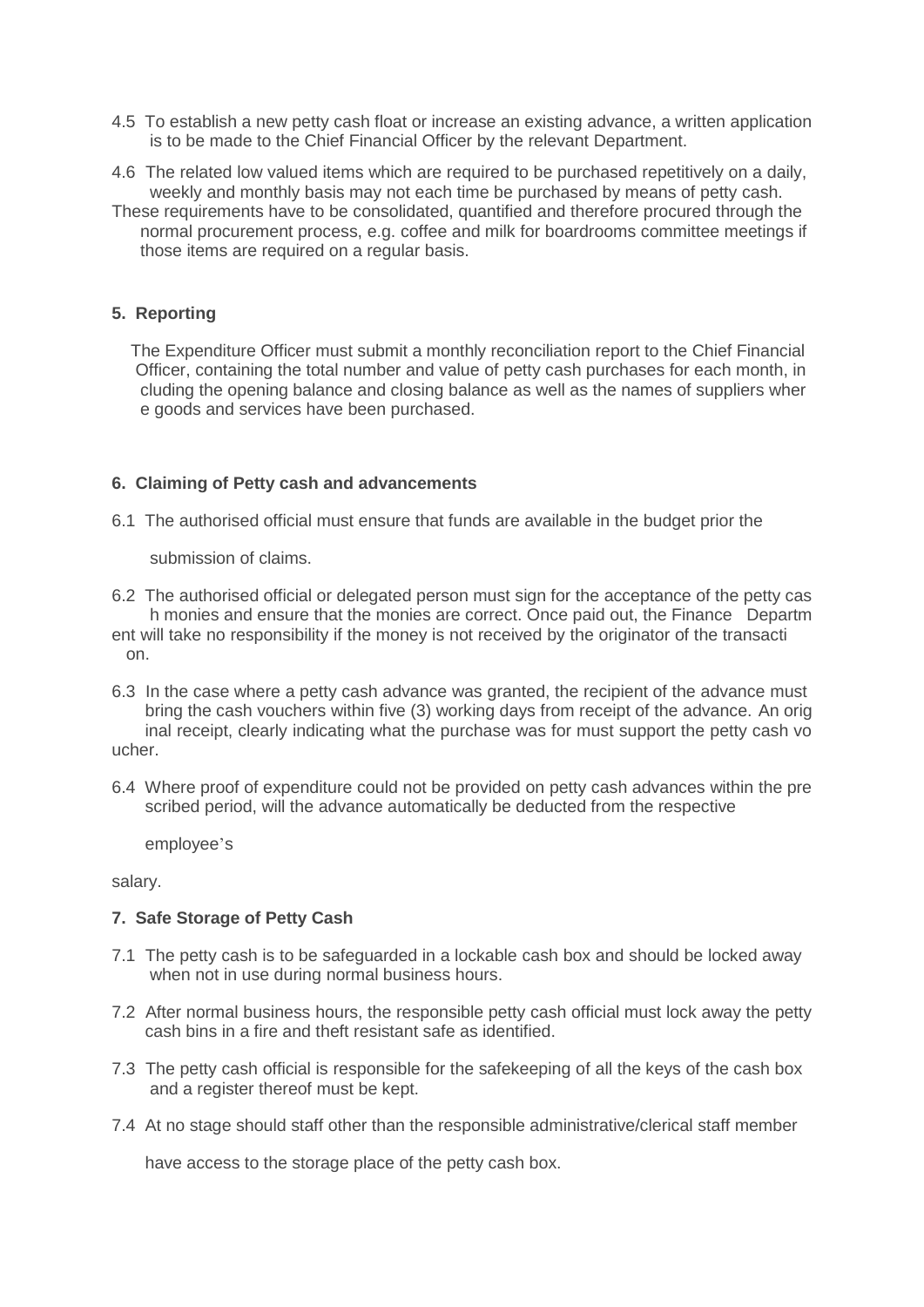4.5 To establish a new petty cash float or increase an existing advance, a written application is to be made to the Chief Financial Officer by the relevant Department.

4.6 The related low valued items which are required to be purchased repetitively on a daily, weekly and monthly basis may not each time be purchased by means of petty cash. These requirements have to be consolidated, quantified and therefore procured through the normal procurement process, e.g. coffee and milk for boardrooms committee meetings if those items are required on a regular basis.

## 5. Reporting

The Expenditure Officer must submit a monthly reconciliation report to the Chief Financial Officer, containing the total number and value of petty cash purchases for each month, including the opening balance and closing balance as well as the names of suppliers where goods and services have been purchased.

## 6. Claiming of Petty cash and advancements

6.1 The authorised official must ensure that funds are available in the budget prior the submission of claims.

6.2 The authorised official or delegated person must sign for the acceptance of the petty cash monies and ensure that the monies are correct. Once paid out, the Finance Department will take no responsibility if the money is not received by the originator of the transaction.

6.3 In the case where a petty cash advance was granted, the recipient of the advance must bring the cash vouchers within five (3) working days from receipt of the advance. An original receipt, clearly indicating what the purchase was for must support the petty cash voucher.

6.4 Where proof of expenditure could not be provided on petty cash advances within the prescribed period, will the advance automatically be deducted from the respective employee's salary.

## 7. Safe Storage of Petty Cash

7.1 The petty cash is to be safeguarded in a lockable cash box and should be locked away when not in use during normal business hours.

7.2 After normal business hours, the responsible petty cash official must lock away the petty cash bins in a fire and theft resistant safe as identified.

7.3 The petty cash official is responsible for the safekeeping of all the keys of the cash box and a register thereof must be kept.

7.4 At no stage should staff other than the responsible administrative/clerical staff member have access to the storage place of the petty cash box.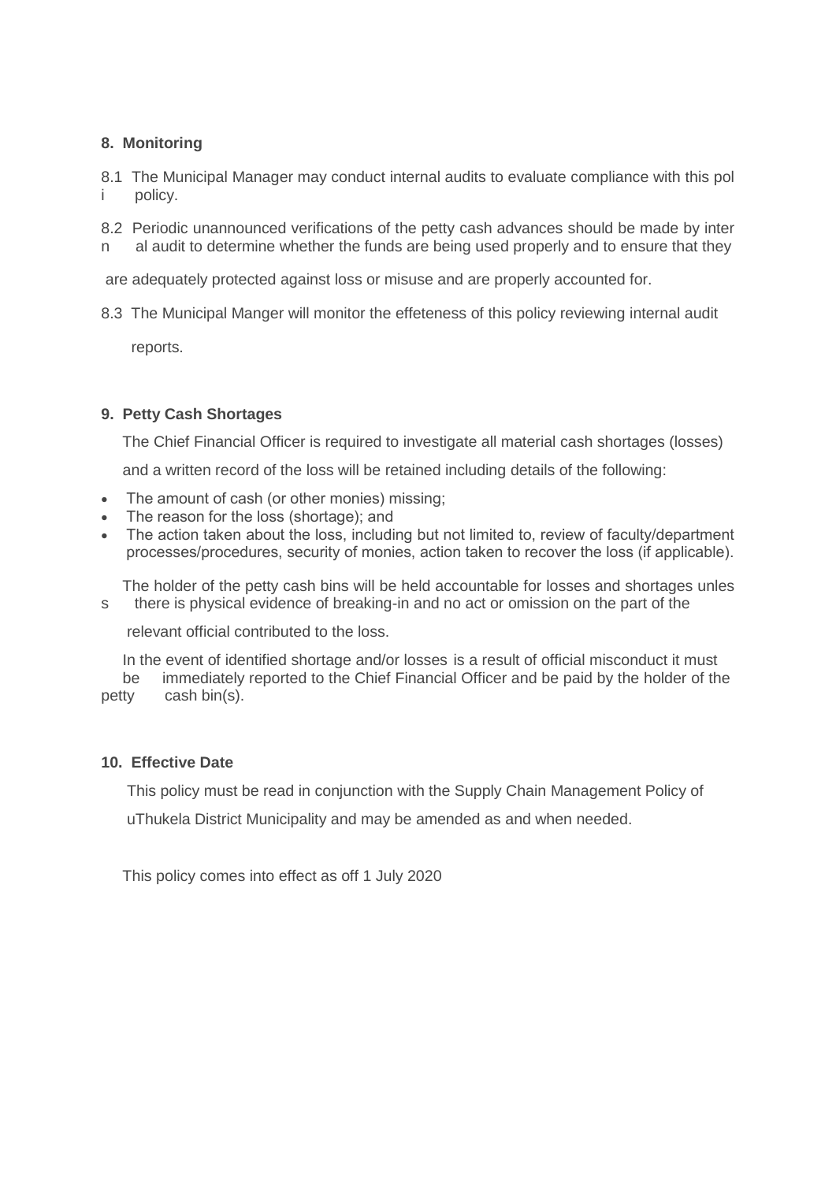**8. Monitoring**

8.1 The Municipal Manager may conduct internal audits to evaluate compliance with this policy.

8.2 Periodic unannounced verifications of the petty cash advances should be made by internal audit to determine whether the funds are being used properly and to ensure that they are adequately protected against loss or misuse and are properly accounted for.

8.3 The Municipal Manger will monitor the effeteness of this policy reviewing internal audit reports.

**9. Petty Cash Shortages**

The Chief Financial Officer is required to investigate all material cash shortages (losses) and a written record of the loss will be retained including details of the following:

- The amount of cash (or other monies) missing;
- The reason for the loss (shortage); and
- The action taken about the loss, including but not limited to, review of faculty/department processes/procedures, security of monies, action taken to recover the loss (if applicable).

The holder of the petty cash bins will be held accountable for losses and shortages unless there is physical evidence of breaking-in and no act or omission on the part of the relevant official contributed to the loss.

In the event of identified shortage and/or losses is a result of official misconduct it must be immediately reported to the Chief Financial Officer and be paid by the holder of the petty cash bin(s).

**10. Effective Date**

This policy must be read in conjunction with the Supply Chain Management Policy of uThukela District Municipality and may be amended as and when needed.

This policy comes into effect as off 1 July 2020